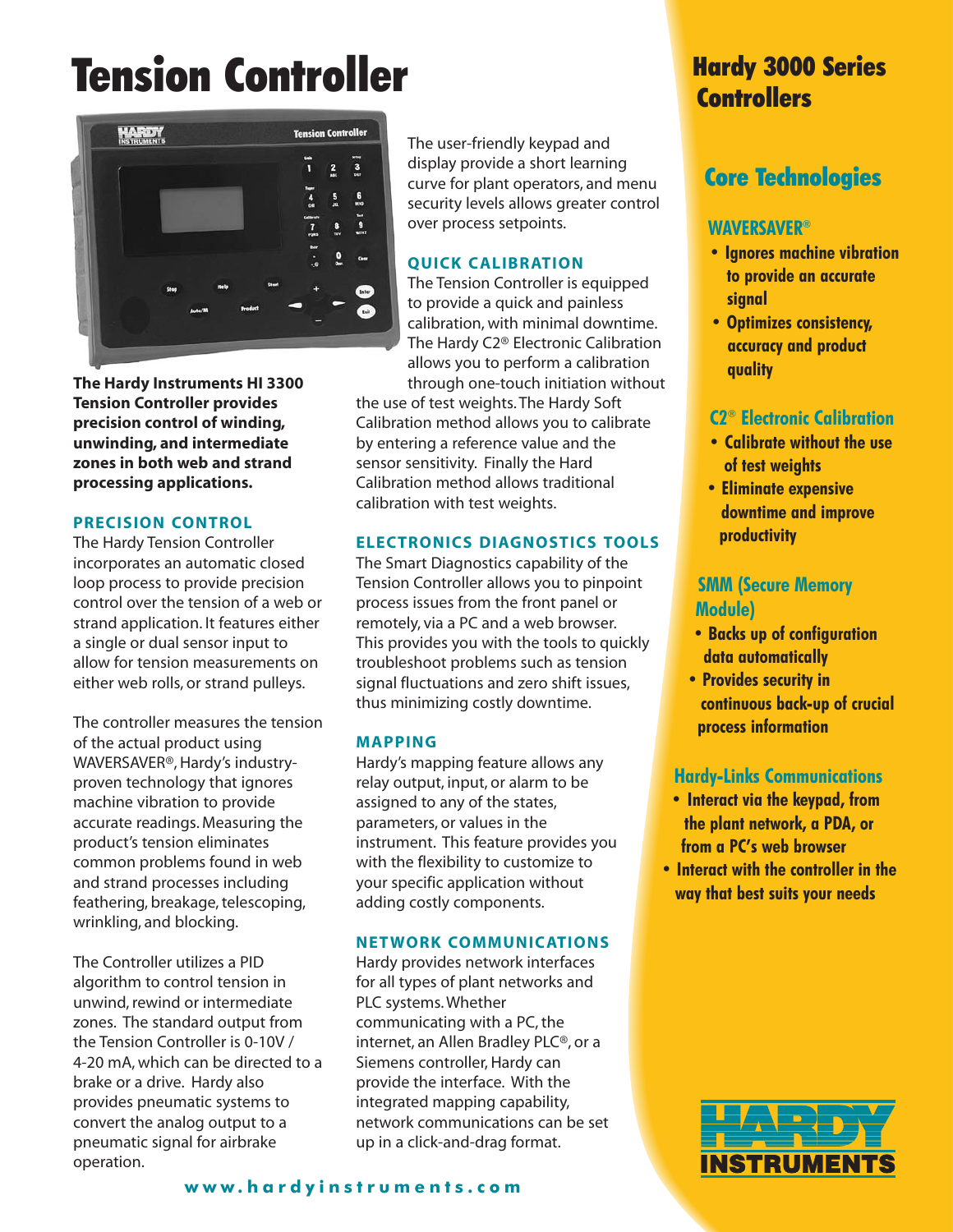# Tension Controller

**The Hardy Instruments HI 3300 Tension Controller provides precision control of winding, unwinding, and intermediate zones in both web and strand processing applications.**

## PRECISION CONTROL

The Hardy Tension Controller incorporates an automatic closed loop process to provide precision control over the tension of a web or strand application. It features either a single or dual sensor input to allow for tension measurements on either web rolls, or strand pulleys.

The controller measures the tension of the actual product using WAVERSAVER®, Hardy's industry-proven technology that ignores machine vibration to provide accurate readings. Measuring the product's tension eliminates common problems found in web and strand processes including feathering, breakage, telescoping, wrinkling, and blocking.

The Controller utilizes a PID algorithm to control tension in unwind, rewind or intermediate zones. The standard output from the Tension Controller is 0-10V / 4-20 mA, which can be directed to a brake or a drive. Hardy also provides pneumatic systems to convert the analog output to a pneumatic signal for airbrake operation.

The user-friendly keypad and display provide a short learning curve for plant operators, and menu security levels allows greater control over process setpoints.

## QUICK CALIBRATION

The Tension Controller is equipped to provide a quick and painless calibration, with minimal downtime. The Hardy C2® Electronic Calibration allows you to perform a calibration through one-touch initiation without the use of test weights. The Hardy Soft Calibration method allows you to calibrate by entering a reference value and the sensor sensitivity. Finally the Hard Calibration method allows traditional calibration with test weights.

## ELECTRONICS DIAGNOSTICS TOOLS

The Smart Diagnostics capability of the Tension Controller allows you to pinpoint process issues from the front panel or remotely, via a PC and a web browser. This provides you with the tools to quickly troubleshoot problems such as tension signal fluctuations and zero shift issues, thus minimizing costly downtime.

## MAPPING

Hardy's mapping feature allows any relay output, input, or alarm to be assigned to any of the states, parameters, or values in the instrument. This feature provides you with the flexibility to customize to your specific application without adding costly components.

## NETWORK COMMUNICATIONS

Hardy provides network interfaces for all types of plant networks and PLC systems. Whether communicating with a PC, the internet, an Allen Bradley PLC®, or a Siemens controller, Hardy can provide the interface. With the integrated mapping capability, network communications can be set up in a click-and-drag format.

www.hardyinstruments.com

# Hardy 3000 Series Controllers

## Core Technologies

### WAVERSAVER®

- Ignores machine vibration to provide an accurate signal
- Optimizes consistency, accuracy and product quality

### C2® Electronic Calibration

- Calibrate without the use of test weights
- Eliminate expensive downtime and improve productivity

### SMM (Secure Memory Module)

- Backs up of configuration data automatically
- Provides security in continuous back-up of crucial process information

### Hardy-Links Communications

- Interact via the keypad, from the plant network, a PDA, or from a PC's web browser
- Interact with the controller in the way that best suits your needs

HARDY INSTRUMENTS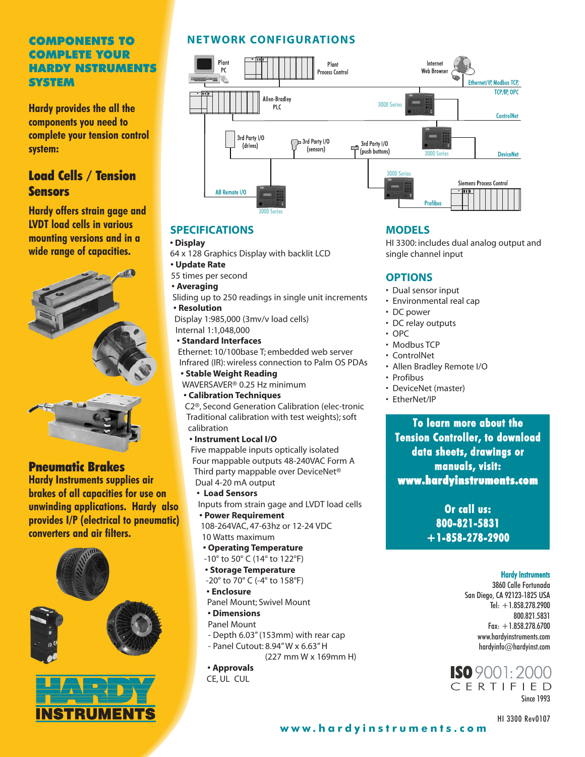## COMPONENTS TO COMPLETE YOUR HARDY NSTRUMENTS SYSTEM

Hardy provides the all the components you need to complete your tension control system:

### Load Cells / Tension Sensors

Hardy offers strain gage and LVDT load cells in various mounting versions and in a wide range of capacities.

### Pneumatic Brakes

Hardy Instruments supplies air brakes of all capacities for use on unwinding applications. Hardy also provides I/P (electrical to pneumatic) converters and air filters.

HARDY INSTRUMENTS

## NETWORK CONFIGURATIONS

Plant PC
Plant Process Control
Internet Web Browser
Ethernet/IP, Modbus TCP, TCP/IP, OPC
Allen-Bradley PLC
3000 Series
ControlNet
3rd Party I/O (drives)
3rd Party I/O (sensors)
3rd Party I/O (push buttons)
3000 Series
DeviceNet
3000 Series
Siemens Process Control
AB Remote I/O
Profibus
3000 Series

## SPECIFICATIONS

- **Display**
  64 x 128 Graphics Display with backlit LCD
- **Update Rate**
  55 times per second
- **Averaging**
  Sliding up to 250 readings in single unit increments
- **Resolution**
  Display 1:985,000 (3mv/v load cells)
  Internal 1:1,048,000
- **Standard Interfaces**
  Ethernet: 10/100base T; embedded web server
  Infrared (IR): wireless connection to Palm OS PDAs
- **Stable Weight Reading**
  WAVERSAVER® 0.25 Hz minimum
- **Calibration Techniques**
  C2®, Second Generation Calibration (elec-tronic Traditional calibration with test weights); soft calibration
- **Instrument Local I/O**
  Five mappable inputs optically isolated
  Four mappable outputs 48-240VAC Form A
  Third party mappable over DeviceNet®
  Dual 4-20 mA output
- **Load Sensors**
  Inputs from strain gage and LVDT load cells
- **Power Requirement**
  108-264VAC, 47-63hz or 12-24 VDC
  10 Watts maximum
- **Operating Temperature**
  -10° to 50° C (14° to 122°F)
- **Storage Temperature**
  -20° to 70° C (-4° to 158°F)
- **Enclosure**
  Panel Mount; Swivel Mount
- **Dimensions**
  Panel Mount
  - Depth 6.03" (153mm) with rear cap
  - Panel Cutout: 8.94" W x 6.63" H (227 mm W x 169mm H)
- **Approvals**
  CE, UL CUL

## MODELS

HI 3300: includes dual analog output and single channel input

## OPTIONS

- Dual sensor input
- Environmental real cap
- DC power
- DC relay outputs
- OPC
- Modbus TCP
- ControlNet
- Allen Bradley Remote I/O
- Profibus
- DeviceNet (master)
- EtherNet/IP

**To learn more about the Tension Controller, to download data sheets, drawings or manuals, visit: www.hardyinstruments.com**

**Or call us:**
**800-821-5831**
**+1-858-278-2900**

**Hardy Instruments**
3860 Calle Fortunada
San Diego, CA 92123-1825 USA
Tel: +1.858.278.2900
800.821.5831
Fax: +1.858.278.6700
www.hardyinstruments.com
hardyinfo@hardyinst.com

ISO 9001:2000 CERTIFIED
Since 1993

HI 3300 Rev0107

www.hardyinstruments.com